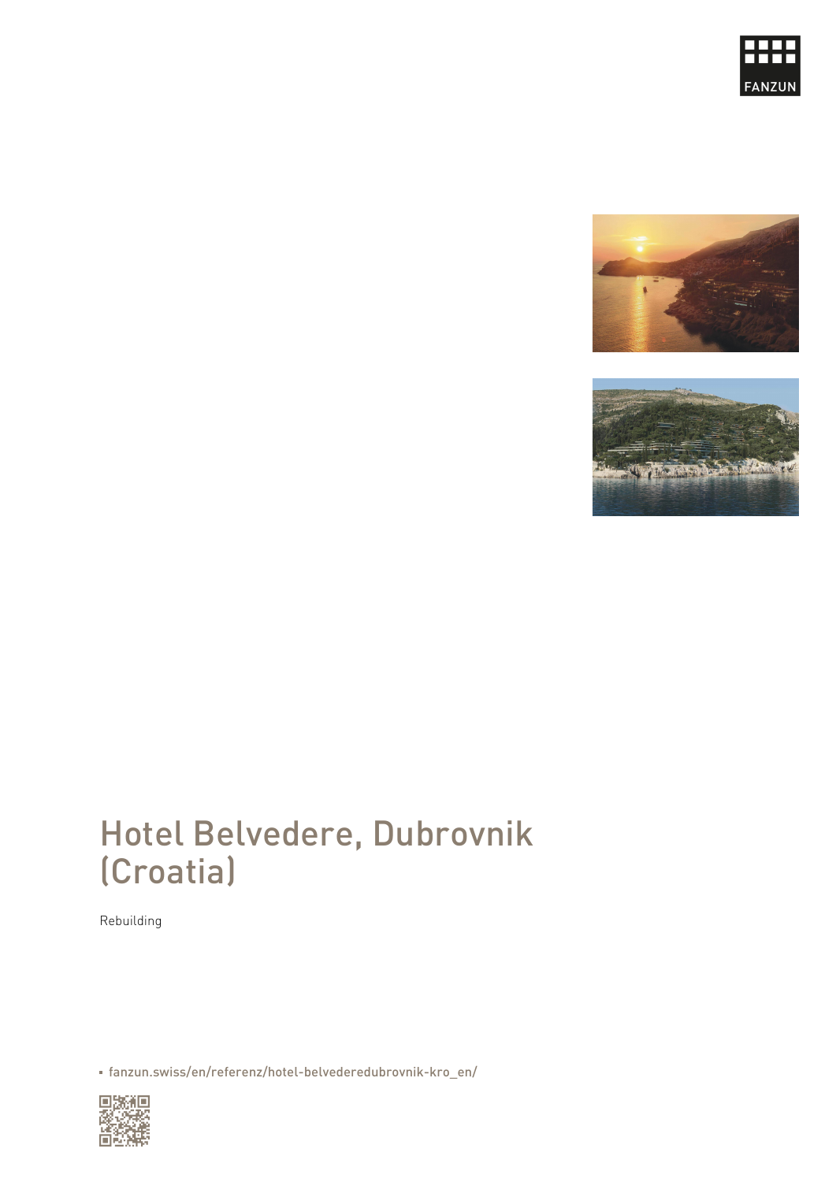# Hotel Belvedere, Dubrovnik (Croatia)

Rebuilding

- fanzun.swiss/en/referenz/hotel-belvederedubrovnik-kro_en/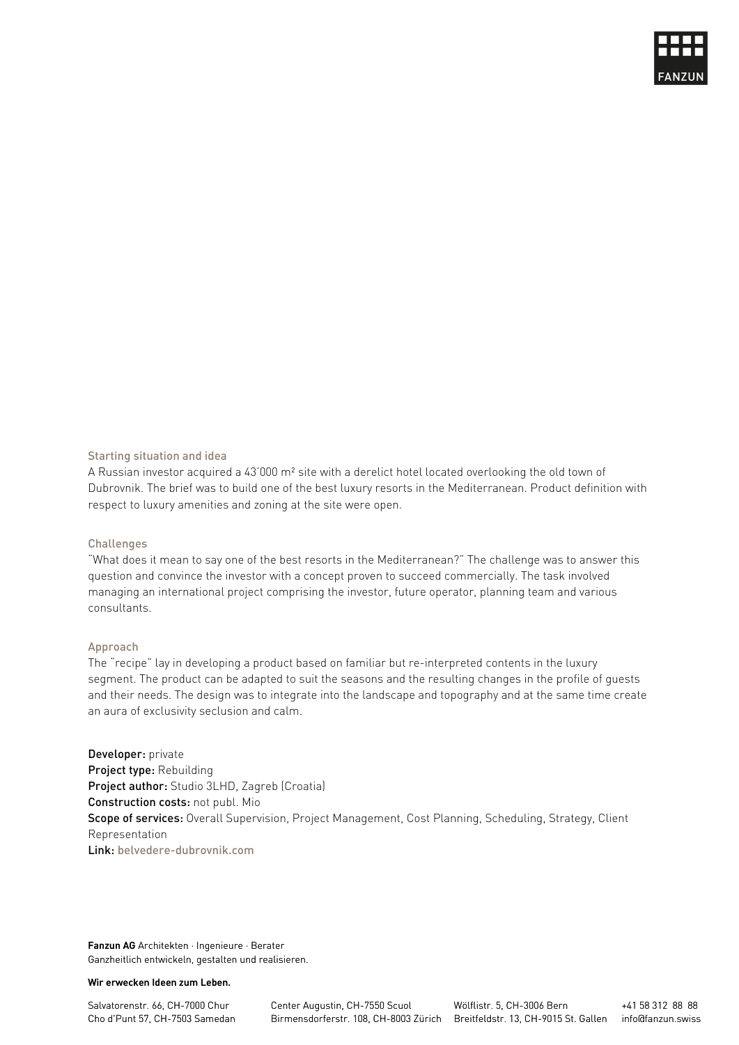## Starting situation and idea

A Russian investor acquired a 43'000 m² site with a derelict hotel located overlooking the old town of Dubrovnik. The brief was to build one of the best luxury resorts in the Mediterranean. Product definition with respect to luxury amenities and zoning at the site were open.

## Challenges

"What does it mean to say one of the best resorts in the Mediterranean?" The challenge was to answer this question and convince the investor with a concept proven to succeed commercially. The task involved managing an international project comprising the investor, future operator, planning team and various consultants.

## Approach

The "recipe" lay in developing a product based on familiar but re-interpreted contents in the luxury segment. The product can be adapted to suit the seasons and the resulting changes in the profile of guests and their needs. The design was to integrate into the landscape and topography and at the same time create an aura of exclusivity seclusion and calm.

**Developer:** private
**Project type:** Rebuilding
**Project author:** Studio 3LHD, Zagreb (Croatia)
**Construction costs:** not publ. Mio
**Scope of services:** Overall Supervision, Project Management, Cost Planning, Scheduling, Strategy, Client Representation
**Link:** belvedere-dubrovnik.com

**Fanzun AG** Architekten · Ingenieure · Berater
Ganzheitlich entwickeln, gestalten und realisieren.

**Wir erwecken Ideen zum Leben.**

Salvatorenstr. 66, CH-7000 Chur
Cho d'Punt 57, CH-7503 Samedan
Center Augustin, CH-7550 Scuol
Birmensdorferstr. 108, CH-8003 Zürich
Wölflistr. 5, CH-3006 Bern
Breitfeldstr. 13, CH-9015 St. Gallen
+41 58 312 88 88
info@fanzun.swiss